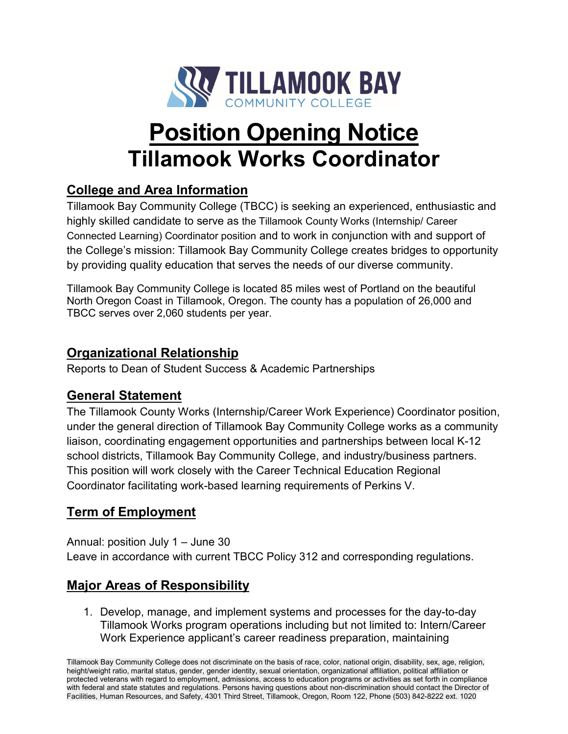TILLAMOOK BAY COMMUNITY COLLEGE

# Position Opening Notice
# Tillamook Works Coordinator

## College and Area Information

Tillamook Bay Community College (TBCC) is seeking an experienced, enthusiastic and highly skilled candidate to serve as the Tillamook County Works (Internship/ Career Connected Learning) Coordinator position and to work in conjunction with and support of the College's mission: Tillamook Bay Community College creates bridges to opportunity by providing quality education that serves the needs of our diverse community.

Tillamook Bay Community College is located 85 miles west of Portland on the beautiful North Oregon Coast in Tillamook, Oregon. The county has a population of 26,000 and TBCC serves over 2,060 students per year.

## Organizational Relationship

Reports to Dean of Student Success & Academic Partnerships

## General Statement

The Tillamook County Works (Internship/Career Work Experience) Coordinator position, under the general direction of Tillamook Bay Community College works as a community liaison, coordinating engagement opportunities and partnerships between local K-12 school districts, Tillamook Bay Community College, and industry/business partners. This position will work closely with the Career Technical Education Regional Coordinator facilitating work-based learning requirements of Perkins V.

## Term of Employment

Annual: position July 1 – June 30
Leave in accordance with current TBCC Policy 312 and corresponding regulations.

## Major Areas of Responsibility

1. Develop, manage, and implement systems and processes for the day-to-day Tillamook Works program operations including but not limited to: Intern/Career Work Experience applicant's career readiness preparation, maintaining

Tillamook Bay Community College does not discriminate on the basis of race, color, national origin, disability, sex, age, religion, height/weight ratio, marital status, gender, gender identity, sexual orientation, organizational affiliation, political affiliation or protected veterans with regard to employment, admissions, access to education programs or activities as set forth in compliance with federal and state statutes and regulations. Persons having questions about non-discrimination should contact the Director of Facilities, Human Resources, and Safety, 4301 Third Street, Tillamook, Oregon, Room 122, Phone (503) 842-8222 ext. 1020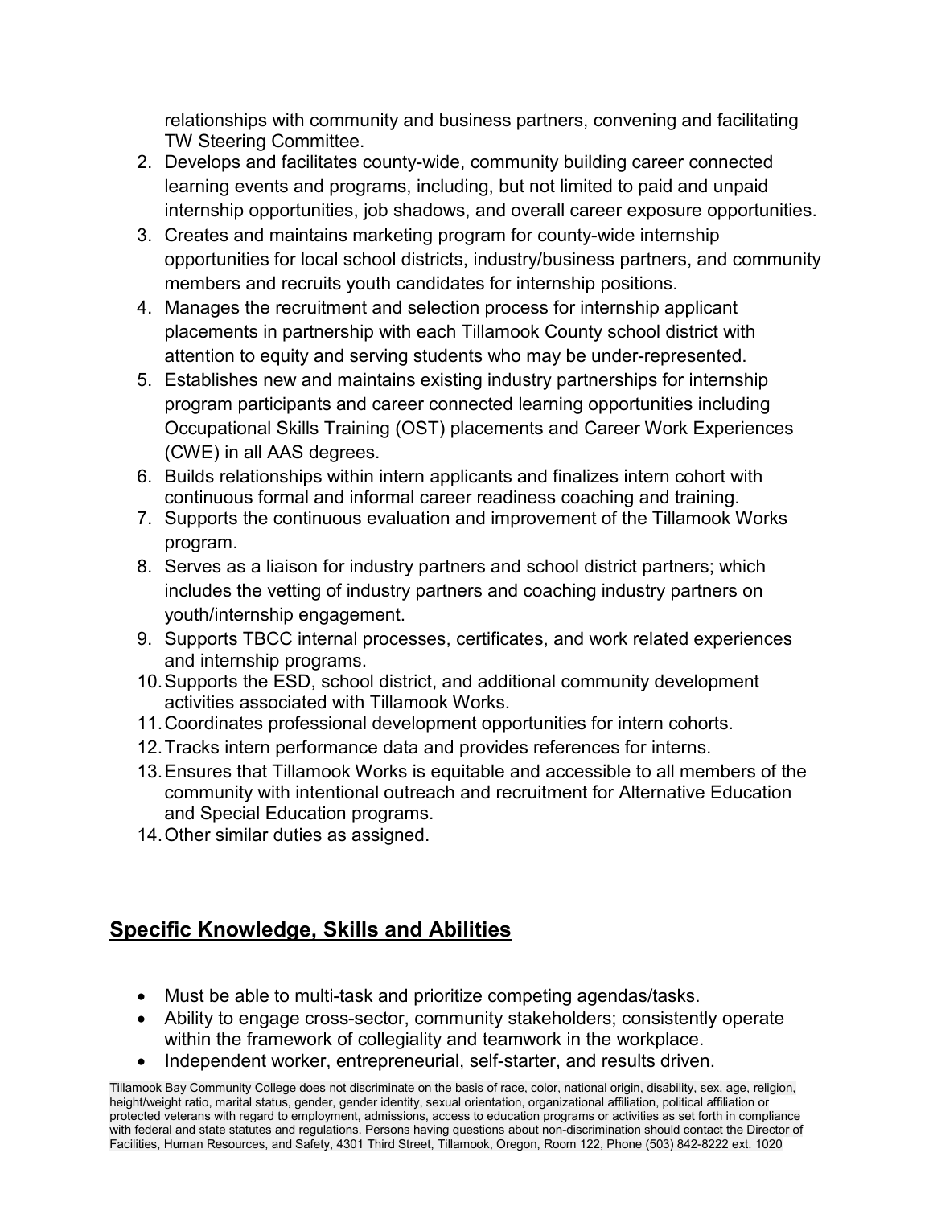relationships with community and business partners, convening and facilitating TW Steering Committee.

2. Develops and facilitates county-wide, community building career connected learning events and programs, including, but not limited to paid and unpaid internship opportunities, job shadows, and overall career exposure opportunities.
3. Creates and maintains marketing program for county-wide internship opportunities for local school districts, industry/business partners, and community members and recruits youth candidates for internship positions.
4. Manages the recruitment and selection process for internship applicant placements in partnership with each Tillamook County school district with attention to equity and serving students who may be under-represented.
5. Establishes new and maintains existing industry partnerships for internship program participants and career connected learning opportunities including Occupational Skills Training (OST) placements and Career Work Experiences (CWE) in all AAS degrees.
6. Builds relationships within intern applicants and finalizes intern cohort with continuous formal and informal career readiness coaching and training.
7. Supports the continuous evaluation and improvement of the Tillamook Works program.
8. Serves as a liaison for industry partners and school district partners; which includes the vetting of industry partners and coaching industry partners on youth/internship engagement.
9. Supports TBCC internal processes, certificates, and work related experiences and internship programs.
10. Supports the ESD, school district, and additional community development activities associated with Tillamook Works.
11. Coordinates professional development opportunities for intern cohorts.
12. Tracks intern performance data and provides references for interns.
13. Ensures that Tillamook Works is equitable and accessible to all members of the community with intentional outreach and recruitment for Alternative Education and Special Education programs.
14. Other similar duties as assigned.

## Specific Knowledge, Skills and Abilities

- Must be able to multi-task and prioritize competing agendas/tasks.
- Ability to engage cross-sector, community stakeholders; consistently operate within the framework of collegiality and teamwork in the workplace.
- Independent worker, entrepreneurial, self-starter, and results driven.

Tillamook Bay Community College does not discriminate on the basis of race, color, national origin, disability, sex, age, religion, height/weight ratio, marital status, gender, gender identity, sexual orientation, organizational affiliation, political affiliation or protected veterans with regard to employment, admissions, access to education programs or activities as set forth in compliance with federal and state statutes and regulations. Persons having questions about non-discrimination should contact the Director of Facilities, Human Resources, and Safety, 4301 Third Street, Tillamook, Oregon, Room 122, Phone (503) 842-8222 ext. 1020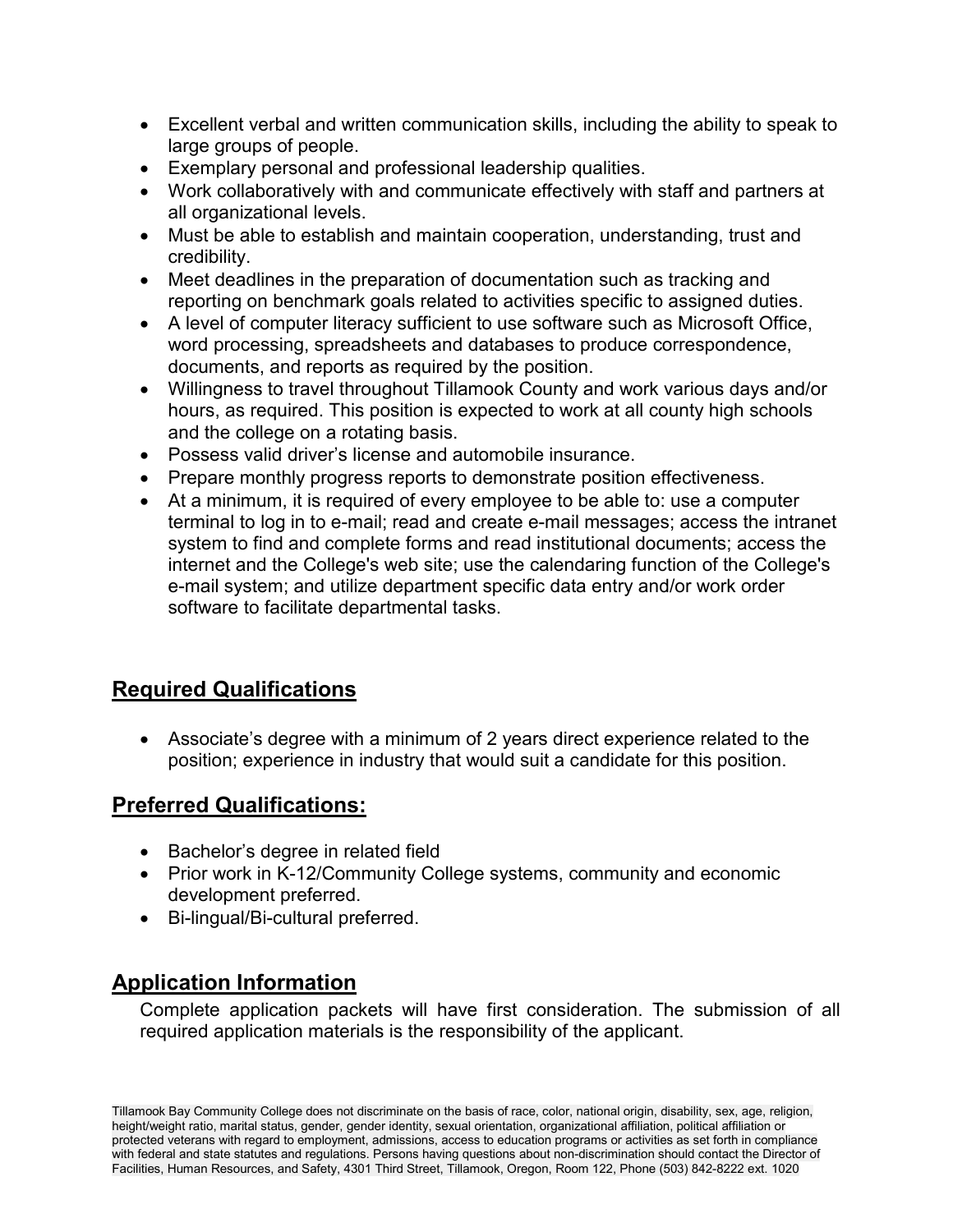- Excellent verbal and written communication skills, including the ability to speak to large groups of people.
- Exemplary personal and professional leadership qualities.
- Work collaboratively with and communicate effectively with staff and partners at all organizational levels.
- Must be able to establish and maintain cooperation, understanding, trust and credibility.
- Meet deadlines in the preparation of documentation such as tracking and reporting on benchmark goals related to activities specific to assigned duties.
- A level of computer literacy sufficient to use software such as Microsoft Office, word processing, spreadsheets and databases to produce correspondence, documents, and reports as required by the position.
- Willingness to travel throughout Tillamook County and work various days and/or hours, as required. This position is expected to work at all county high schools and the college on a rotating basis.
- Possess valid driver's license and automobile insurance.
- Prepare monthly progress reports to demonstrate position effectiveness.
- At a minimum, it is required of every employee to be able to: use a computer terminal to log in to e-mail; read and create e-mail messages; access the intranet system to find and complete forms and read institutional documents; access the internet and the College's web site; use the calendaring function of the College's e-mail system; and utilize department specific data entry and/or work order software to facilitate departmental tasks.

## Required Qualifications

- Associate's degree with a minimum of 2 years direct experience related to the position; experience in industry that would suit a candidate for this position.

## Preferred Qualifications:

- Bachelor's degree in related field
- Prior work in K-12/Community College systems, community and economic development preferred.
- Bi-lingual/Bi-cultural preferred.

## Application Information

Complete application packets will have first consideration. The submission of all required application materials is the responsibility of the applicant.

Tillamook Bay Community College does not discriminate on the basis of race, color, national origin, disability, sex, age, religion, height/weight ratio, marital status, gender, gender identity, sexual orientation, organizational affiliation, political affiliation or protected veterans with regard to employment, admissions, access to education programs or activities as set forth in compliance with federal and state statutes and regulations. Persons having questions about non-discrimination should contact the Director of Facilities, Human Resources, and Safety, 4301 Third Street, Tillamook, Oregon, Room 122, Phone (503) 842-8222 ext. 1020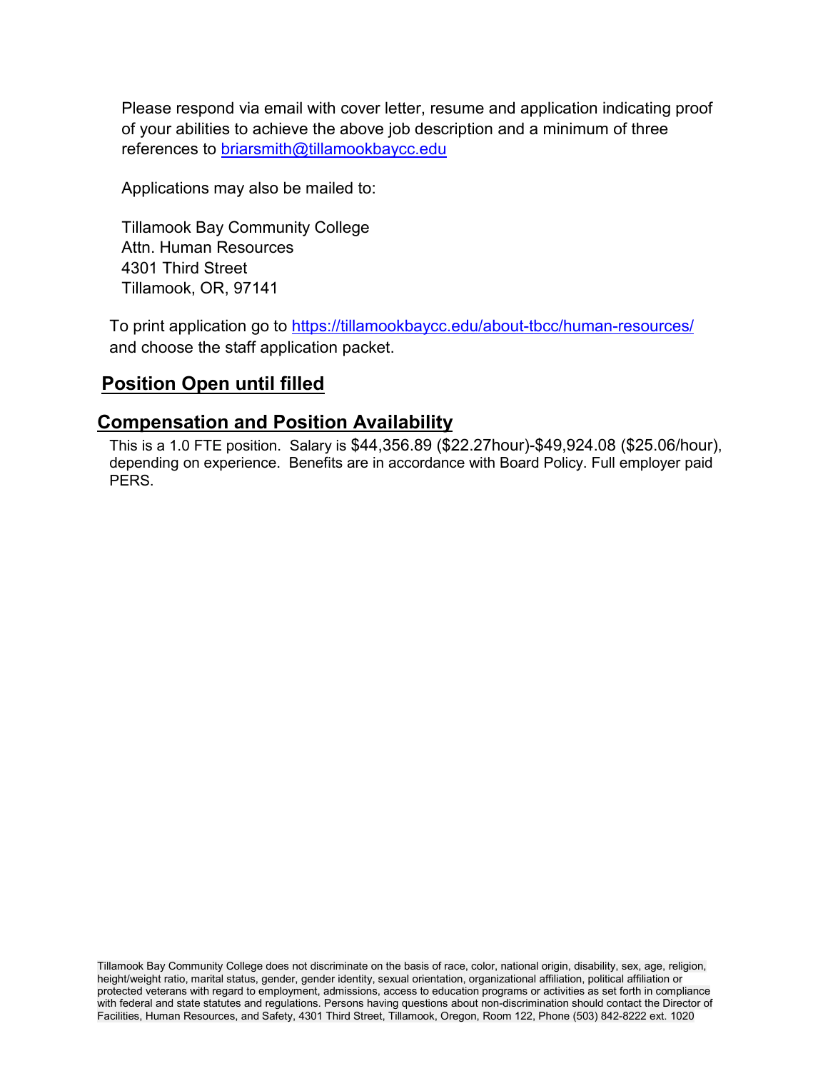Please respond via email with cover letter, resume and application indicating proof of your abilities to achieve the above job description and a minimum of three references to [briarsmith@tillamookbaycc.edu](mailto:briarsmith@tillamookbaycc.edu)

Applications may also be mailed to:

Tillamook Bay Community College
Attn. Human Resources
4301 Third Street
Tillamook, OR, 97141

To print application go to [https://tillamookbaycc.edu/about-tbcc/human-resources/](https://tillamookbaycc.edu/about-tbcc/human-resources/) and choose the staff application packet.

## Position Open until filled

## Compensation and Position Availability

This is a 1.0 FTE position. Salary is $44,356.89 ($22.27hour)-$49,924.08 ($25.06/hour), depending on experience. Benefits are in accordance with Board Policy. Full employer paid PERS.

Tillamook Bay Community College does not discriminate on the basis of race, color, national origin, disability, sex, age, religion, height/weight ratio, marital status, gender, gender identity, sexual orientation, organizational affiliation, political affiliation or protected veterans with regard to employment, admissions, access to education programs or activities as set forth in compliance with federal and state statutes and regulations. Persons having questions about non-discrimination should contact the Director of Facilities, Human Resources, and Safety, 4301 Third Street, Tillamook, Oregon, Room 122, Phone (503) 842-8222 ext. 1020